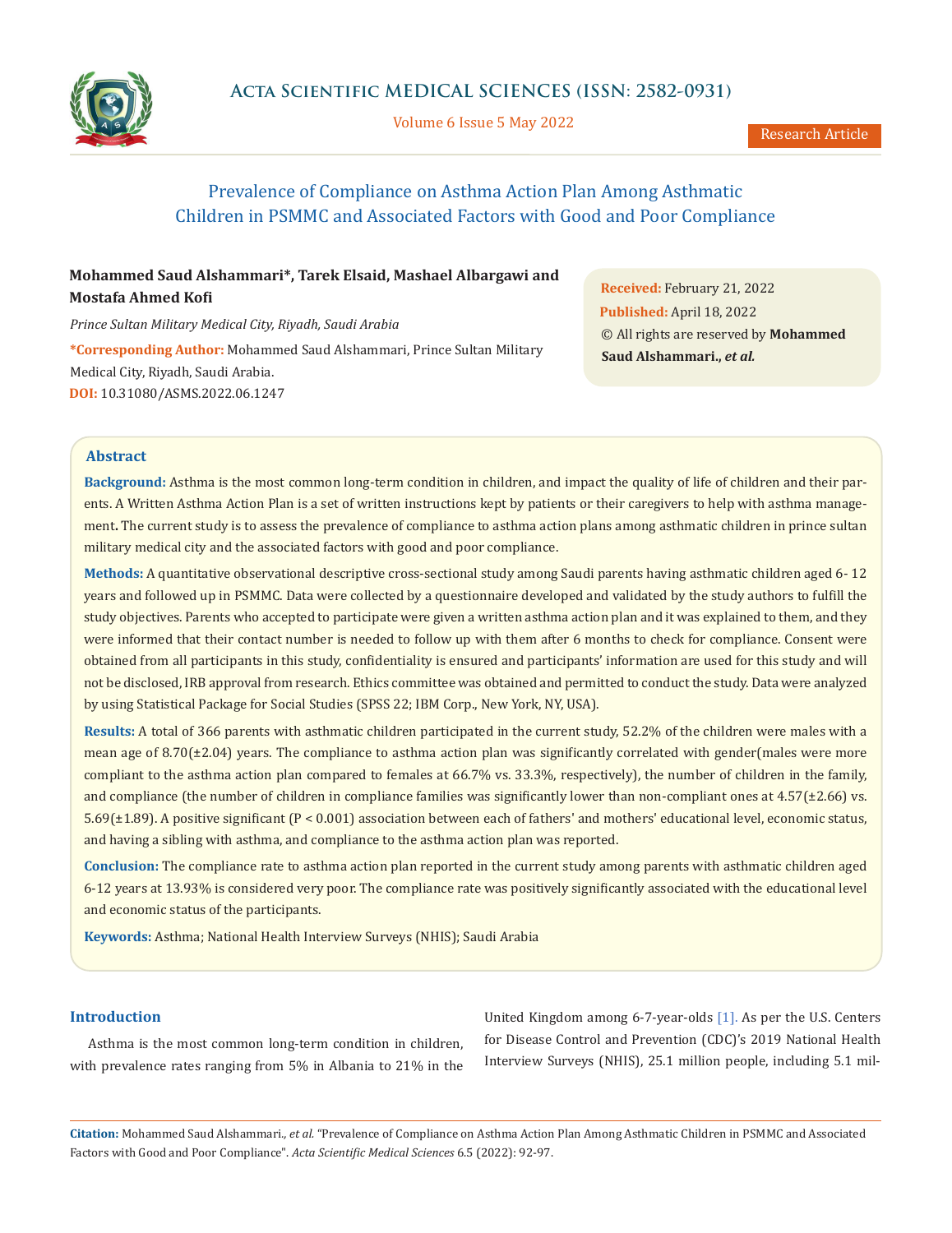# Prevalence of Compliance on Asthma Action Plan Among Asthmatic Children in PSMMC and Associated Factors with Good and Poor Compliance

**Mohammed Saud Alshammari\*, Tarek Elsaid, Mashael Albargawi and Mostafa Ahmed Kofi**

*Prince Sultan Military Medical City, Riyadh, Saudi Arabia*

**\*Corresponding Author:** Mohammed Saud Alshammari, Prince Sultan Military Medical City, Riyadh, Saudi Arabia.

**DOI:** 10.31080/ASMS.2022.06.1247

**Received:** February 21, 2022
**Published:** April 18, 2022
© All rights are reserved by **Mohammed Saud Alshammari., *et al.***

## Abstract

**Background:** Asthma is the most common long-term condition in children, and impact the quality of life of children and their parents. A Written Asthma Action Plan is a set of written instructions kept by patients or their caregivers to help with asthma management. The current study is to assess the prevalence of compliance to asthma action plans among asthmatic children in prince sultan military medical city and the associated factors with good and poor compliance.

**Methods:** A quantitative observational descriptive cross-sectional study among Saudi parents having asthmatic children aged 6- 12 years and followed up in PSMMC. Data were collected by a questionnaire developed and validated by the study authors to fulfill the study objectives. Parents who accepted to participate were given a written asthma action plan and it was explained to them, and they were informed that their contact number is needed to follow up with them after 6 months to check for compliance. Consent were obtained from all participants in this study, confidentiality is ensured and participants' information are used for this study and will not be disclosed, IRB approval from research. Ethics committee was obtained and permitted to conduct the study. Data were analyzed by using Statistical Package for Social Studies (SPSS 22; IBM Corp., New York, NY, USA).

**Results:** A total of 366 parents with asthmatic children participated in the current study, 52.2% of the children were males with a mean age of 8.70(±2.04) years. The compliance to asthma action plan was significantly correlated with gender(males were more compliant to the asthma action plan compared to females at 66.7% vs. 33.3%, respectively), the number of children in the family, and compliance (the number of children in compliance families was significantly lower than non-compliant ones at 4.57(±2.66) vs. 5.69(±1.89). A positive significant ($P < 0.001$) association between each of fathers' and mothers' educational level, economic status, and having a sibling with asthma, and compliance to the asthma action plan was reported.

**Conclusion:** The compliance rate to asthma action plan reported in the current study among parents with asthmatic children aged 6-12 years at 13.93% is considered very poor. The compliance rate was positively significantly associated with the educational level and economic status of the participants.

**Keywords:** Asthma; National Health Interview Surveys (NHIS); Saudi Arabia

## Introduction

Asthma is the most common long-term condition in children, with prevalence rates ranging from 5% in Albania to 21% in the United Kingdom among 6-7-year-olds [1]. As per the U.S. Centers for Disease Control and Prevention (CDC)'s 2019 National Health Interview Surveys (NHIS), 25.1 million people, including 5.1 mil-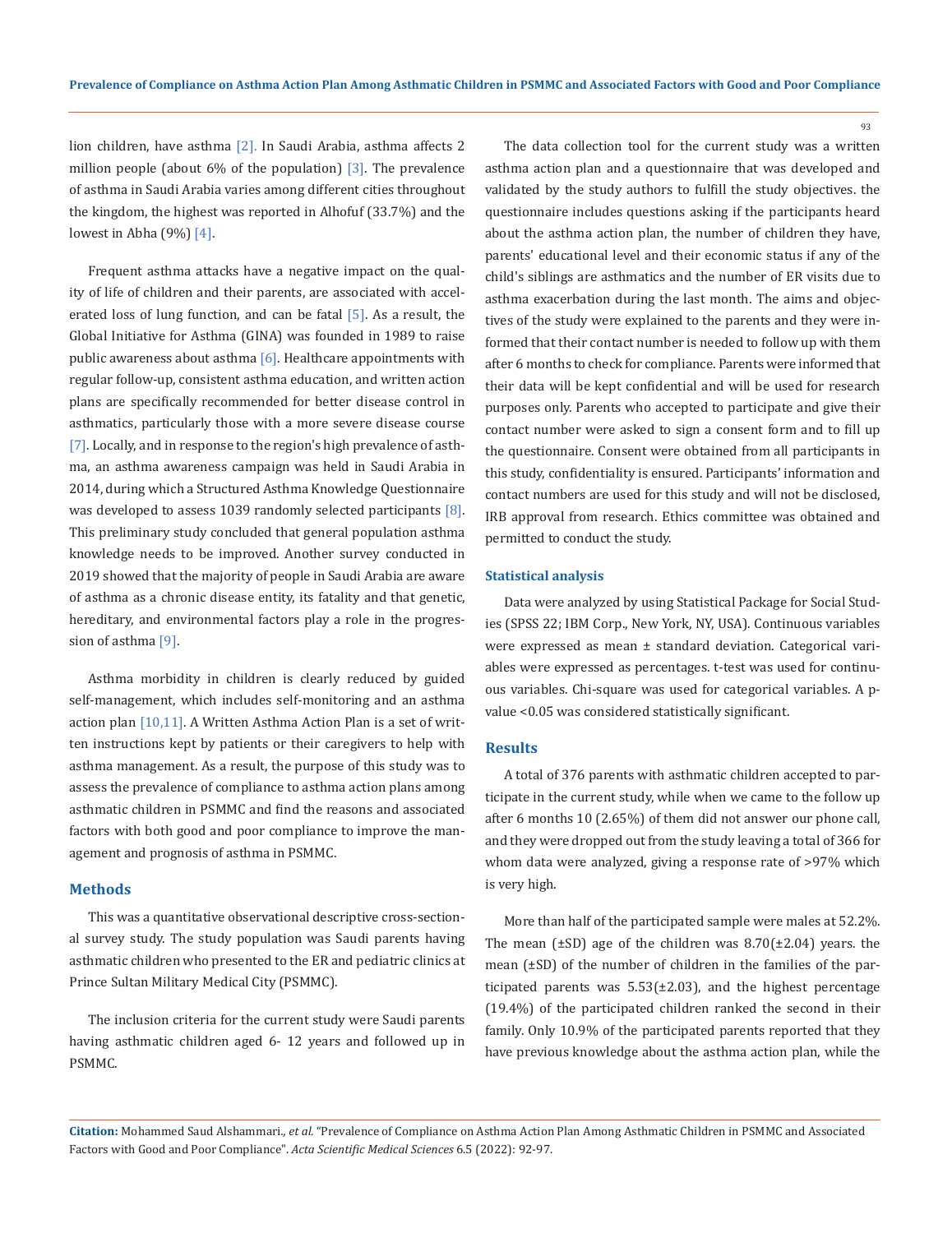lion children, have asthma [2]. In Saudi Arabia, asthma affects 2 million people (about 6% of the population) [3]. The prevalence of asthma in Saudi Arabia varies among different cities throughout the kingdom, the highest was reported in Alhofuf (33.7%) and the lowest in Abha (9%) [4].

Frequent asthma attacks have a negative impact on the quality of life of children and their parents, are associated with accelerated loss of lung function, and can be fatal [5]. As a result, the Global Initiative for Asthma (GINA) was founded in 1989 to raise public awareness about asthma [6]. Healthcare appointments with regular follow-up, consistent asthma education, and written action plans are specifically recommended for better disease control in asthmatics, particularly those with a more severe disease course [7]. Locally, and in response to the region's high prevalence of asthma, an asthma awareness campaign was held in Saudi Arabia in 2014, during which a Structured Asthma Knowledge Questionnaire was developed to assess 1039 randomly selected participants [8]. This preliminary study concluded that general population asthma knowledge needs to be improved. Another survey conducted in 2019 showed that the majority of people in Saudi Arabia are aware of asthma as a chronic disease entity, its fatality and that genetic, hereditary, and environmental factors play a role in the progression of asthma [9].

Asthma morbidity in children is clearly reduced by guided self-management, which includes self-monitoring and an asthma action plan [10,11]. A Written Asthma Action Plan is a set of written instructions kept by patients or their caregivers to help with asthma management. As a result, the purpose of this study was to assess the prevalence of compliance to asthma action plans among asthmatic children in PSMMC and find the reasons and associated factors with both good and poor compliance to improve the management and prognosis of asthma in PSMMC.

## Methods

This was a quantitative observational descriptive cross-sectional survey study. The study population was Saudi parents having asthmatic children who presented to the ER and pediatric clinics at Prince Sultan Military Medical City (PSMMC).

The inclusion criteria for the current study were Saudi parents having asthmatic children aged 6- 12 years and followed up in PSMMC.

The data collection tool for the current study was a written asthma action plan and a questionnaire that was developed and validated by the study authors to fulfill the study objectives. the questionnaire includes questions asking if the participants heard about the asthma action plan, the number of children they have, parents' educational level and their economic status if any of the child's siblings are asthmatics and the number of ER visits due to asthma exacerbation during the last month. The aims and objectives of the study were explained to the parents and they were informed that their contact number is needed to follow up with them after 6 months to check for compliance. Parents were informed that their data will be kept confidential and will be used for research purposes only. Parents who accepted to participate and give their contact number were asked to sign a consent form and to fill up the questionnaire. Consent were obtained from all participants in this study, confidentiality is ensured. Participants' information and contact numbers are used for this study and will not be disclosed, IRB approval from research. Ethics committee was obtained and permitted to conduct the study.

### Statistical analysis

Data were analyzed by using Statistical Package for Social Studies (SPSS 22; IBM Corp., New York, NY, USA). Continuous variables were expressed as mean ± standard deviation. Categorical variables were expressed as percentages. t-test was used for continuous variables. Chi-square was used for categorical variables. A p-value <0.05 was considered statistically significant.

## Results

A total of 376 parents with asthmatic children accepted to participate in the current study, while when we came to the follow up after 6 months 10 (2.65%) of them did not answer our phone call, and they were dropped out from the study leaving a total of 366 for whom data were analyzed, giving a response rate of >97% which is very high.

More than half of the participated sample were males at 52.2%. The mean (±SD) age of the children was 8.70(±2.04) years. the mean (±SD) of the number of children in the families of the participated parents was 5.53(±2.03), and the highest percentage (19.4%) of the participated children ranked the second in their family. Only 10.9% of the participated parents reported that they have previous knowledge about the asthma action plan, while the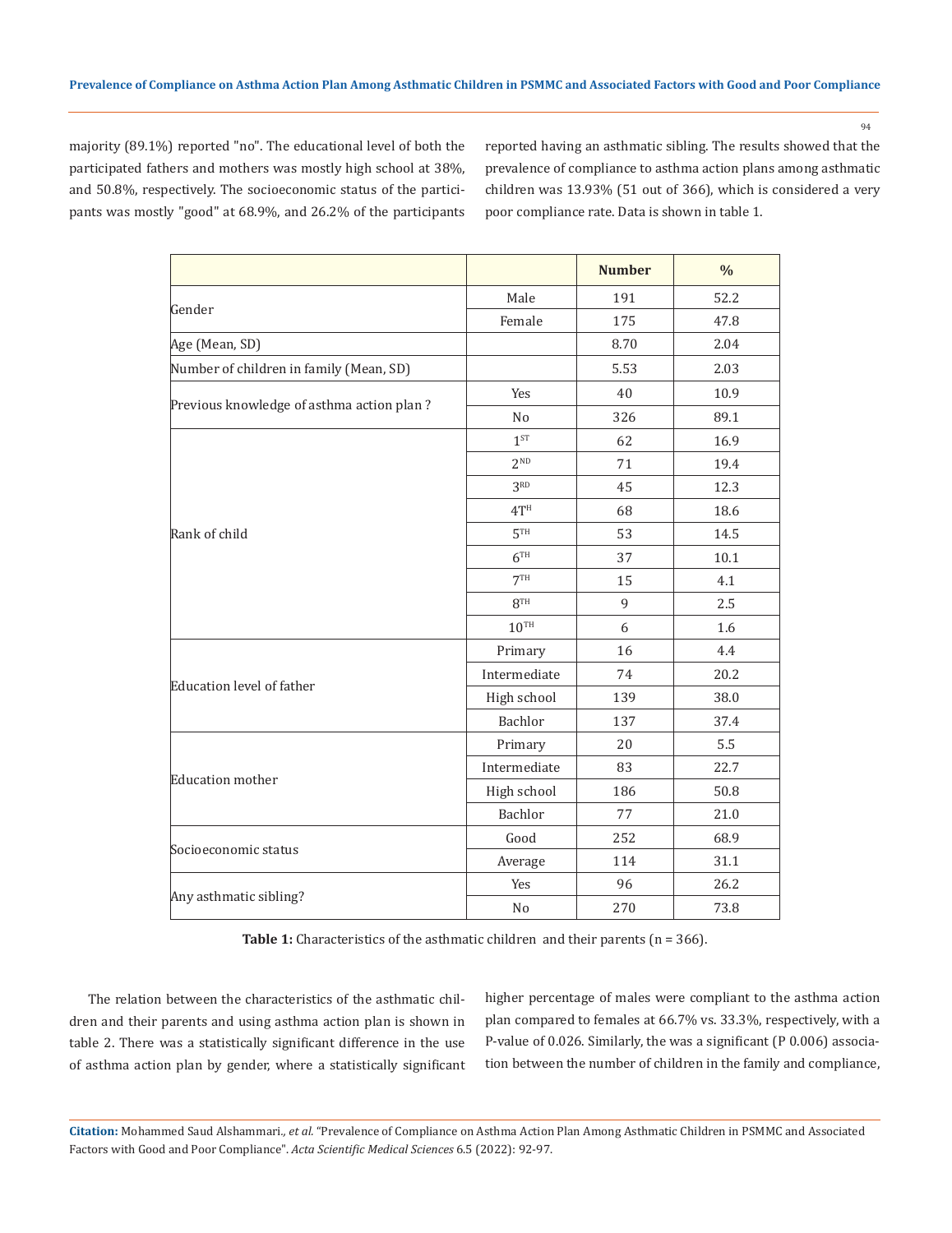majority (89.1%) reported "no". The educational level of both the participated fathers and mothers was mostly high school at 38%, and 50.8%, respectively. The socioeconomic status of the participants was mostly "good" at 68.9%, and 26.2% of the participants reported having an asthmatic sibling. The results showed that the prevalence of compliance to asthma action plans among asthmatic children was 13.93% (51 out of 366), which is considered a very poor compliance rate. Data is shown in table 1.

| | | Number | % |
|---|---|---|---|
| Gender | Male | 191 | 52.2 |
| | Female | 175 | 47.8 |
| Age (Mean, SD) | | 8.70 | 2.04 |
| Number of children in family (Mean, SD) | | 5.53 | 2.03 |
| Previous knowledge of asthma action plan ? | Yes | 40 | 10.9 |
| | No | 326 | 89.1 |
| Rank of child | 1ST | 62 | 16.9 |
| | 2ND | 71 | 19.4 |
| | 3RD | 45 | 12.3 |
| | 4TH | 68 | 18.6 |
| | 5TH | 53 | 14.5 |
| | 6TH | 37 | 10.1 |
| | 7TH | 15 | 4.1 |
| | 8TH | 9 | 2.5 |
| | 10TH | 6 | 1.6 |
| Education level of father | Primary | 16 | 4.4 |
| | Intermediate | 74 | 20.2 |
| | High school | 139 | 38.0 |
| | Bachlor | 137 | 37.4 |
| Education mother | Primary | 20 | 5.5 |
| | Intermediate | 83 | 22.7 |
| | High school | 186 | 50.8 |
| | Bachlor | 77 | 21.0 |
| Socioeconomic status | Good | 252 | 68.9 |
| | Average | 114 | 31.1 |
| Any asthmatic sibling? | Yes | 96 | 26.2 |
| | No | 270 | 73.8 |

**Table 1:** Characteristics of the asthmatic children and their parents (n = 366).

The relation between the characteristics of the asthmatic children and their parents and using asthma action plan is shown in table 2. There was a statistically significant difference in the use of asthma action plan by gender, where a statistically significant higher percentage of males were compliant to the asthma action plan compared to females at 66.7% vs. 33.3%, respectively, with a P-value of 0.026. Similarly, the was a significant (P 0.006) association between the number of children in the family and compliance,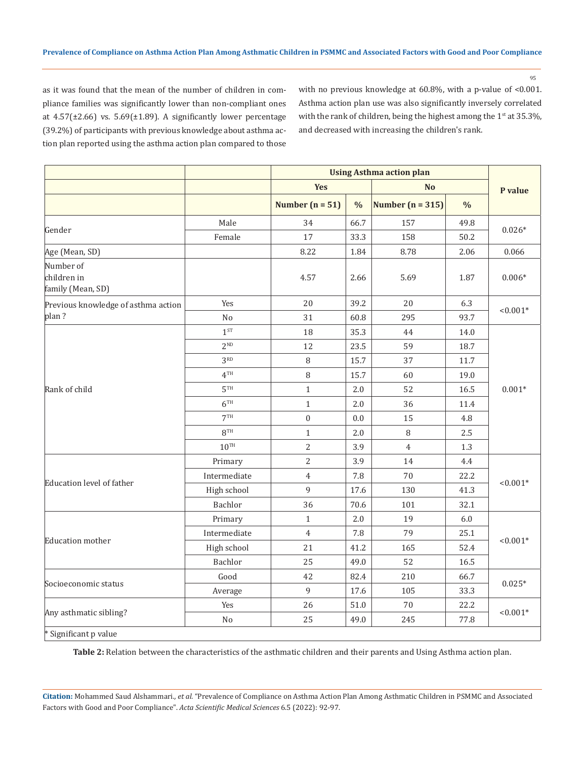as it was found that the mean of the number of children in compliance families was significantly lower than non-compliant ones at 4.57(±2.66) vs. 5.69(±1.89). A significantly lower percentage (39.2%) of participants with previous knowledge about asthma action plan reported using the asthma action plan compared to those with no previous knowledge at 60.8%, with a p-value of <0.001. Asthma action plan use was also significantly inversely correlated with the rank of children, being the highest among the 1st at 35.3%, and decreased with increasing the children's rank.

| | | Using Asthma action plan | | | | P value |
|---|---|---|---|---|---|---|
| | | Yes | | No | | |
| | | Number (n = 51) | % | Number (n = 315) | % | |
| Gender | Male | 34 | 66.7 | 157 | 49.8 | 0.026* |
| | Female | 17 | 33.3 | 158 | 50.2 | |
| Age (Mean, SD) | | 8.22 | 1.84 | 8.78 | 2.06 | 0.066 |
| Number of children in family (Mean, SD) | | 4.57 | 2.66 | 5.69 | 1.87 | 0.006* |
| Previous knowledge of asthma action plan ? | Yes | 20 | 39.2 | 20 | 6.3 | <0.001* |
| | No | 31 | 60.8 | 295 | 93.7 | |
| Rank of child | 1ST | 18 | 35.3 | 44 | 14.0 | 0.001* |
| | 2ND | 12 | 23.5 | 59 | 18.7 | |
| | 3RD | 8 | 15.7 | 37 | 11.7 | |
| | 4TH | 8 | 15.7 | 60 | 19.0 | |
| | 5TH | 1 | 2.0 | 52 | 16.5 | |
| | 6TH | 1 | 2.0 | 36 | 11.4 | |
| | 7TH | 0 | 0.0 | 15 | 4.8 | |
| | 8TH | 1 | 2.0 | 8 | 2.5 | |
| | 10TH | 2 | 3.9 | 4 | 1.3 | |
| Education level of father | Primary | 2 | 3.9 | 14 | 4.4 | <0.001* |
| | Intermediate | 4 | 7.8 | 70 | 22.2 | |
| | High school | 9 | 17.6 | 130 | 41.3 | |
| | Bachlor | 36 | 70.6 | 101 | 32.1 | |
| Education mother | Primary | 1 | 2.0 | 19 | 6.0 | <0.001* |
| | Intermediate | 4 | 7.8 | 79 | 25.1 | |
| | High school | 21 | 41.2 | 165 | 52.4 | |
| | Bachlor | 25 | 49.0 | 52 | 16.5 | |
| Socioeconomic status | Good | 42 | 82.4 | 210 | 66.7 | 0.025* |
| | Average | 9 | 17.6 | 105 | 33.3 | |
| Any asthmatic sibling? | Yes | 26 | 51.0 | 70 | 22.2 | <0.001* |
| | No | 25 | 49.0 | 245 | 77.8 | |

* Significant p value

**Table 2:** Relation between the characteristics of the asthmatic children and their parents and Using Asthma action plan.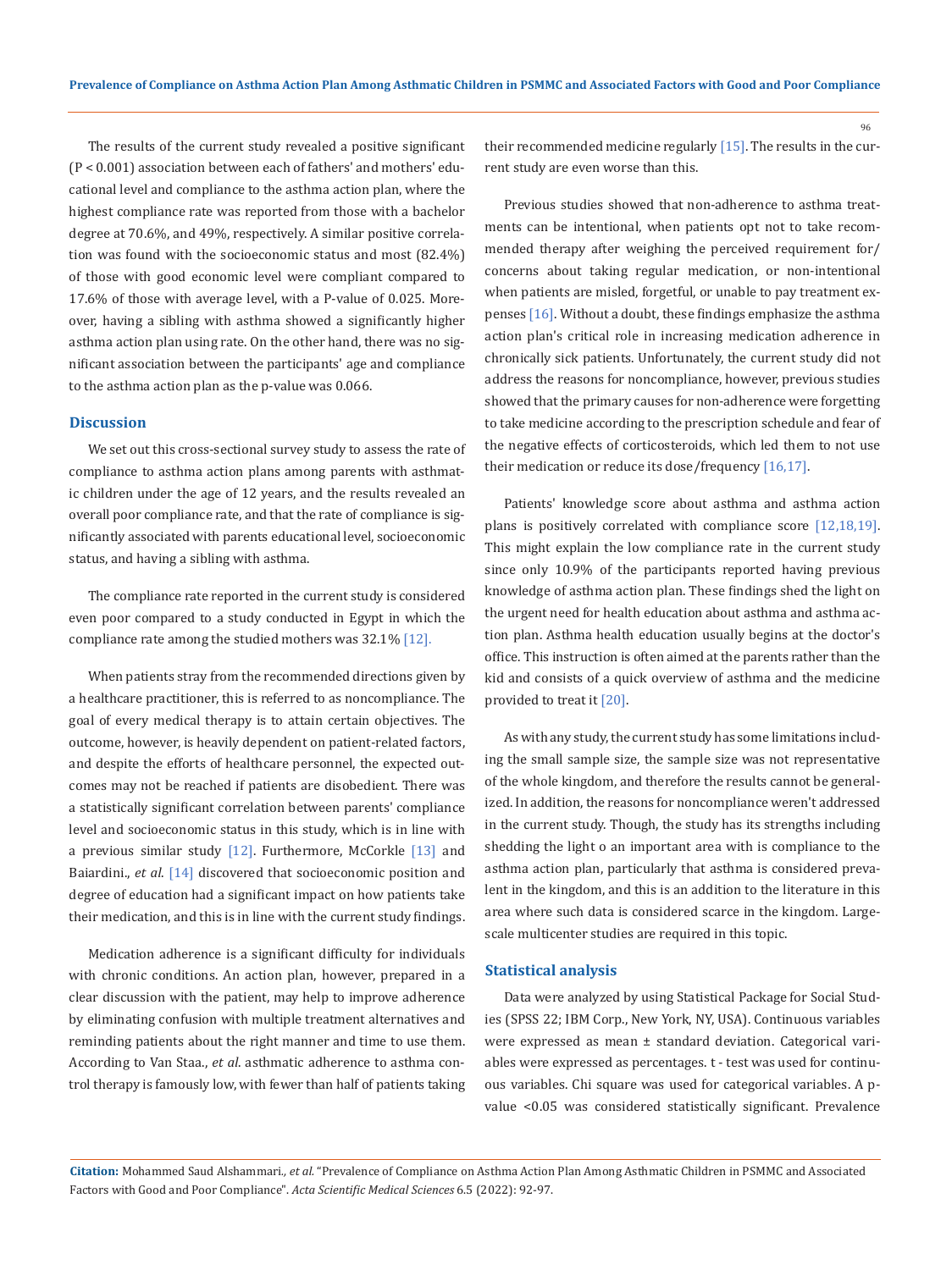The results of the current study revealed a positive significant (P < 0.001) association between each of fathers' and mothers' educational level and compliance to the asthma action plan, where the highest compliance rate was reported from those with a bachelor degree at 70.6%, and 49%, respectively. A similar positive correlation was found with the socioeconomic status and most (82.4%) of those with good economic level were compliant compared to 17.6% of those with average level, with a P-value of 0.025. Moreover, having a sibling with asthma showed a significantly higher asthma action plan using rate. On the other hand, there was no significant association between the participants' age and compliance to the asthma action plan as the p-value was 0.066.

## Discussion

We set out this cross-sectional survey study to assess the rate of compliance to asthma action plans among parents with asthmatic children under the age of 12 years, and the results revealed an overall poor compliance rate, and that the rate of compliance is significantly associated with parents educational level, socioeconomic status, and having a sibling with asthma.

The compliance rate reported in the current study is considered even poor compared to a study conducted in Egypt in which the compliance rate among the studied mothers was 32.1% [12].

When patients stray from the recommended directions given by a healthcare practitioner, this is referred to as noncompliance. The goal of every medical therapy is to attain certain objectives. The outcome, however, is heavily dependent on patient-related factors, and despite the efforts of healthcare personnel, the expected outcomes may not be reached if patients are disobedient. There was a statistically significant correlation between parents' compliance level and socioeconomic status in this study, which is in line with a previous similar study [12]. Furthermore, McCorkle [13] and Baiardini., *et al*. [14] discovered that socioeconomic position and degree of education had a significant impact on how patients take their medication, and this is in line with the current study findings.

Medication adherence is a significant difficulty for individuals with chronic conditions. An action plan, however, prepared in a clear discussion with the patient, may help to improve adherence by eliminating confusion with multiple treatment alternatives and reminding patients about the right manner and time to use them. According to Van Staa., *et al*. asthmatic adherence to asthma control therapy is famously low, with fewer than half of patients taking their recommended medicine regularly [15]. The results in the current study are even worse than this.

Previous studies showed that non-adherence to asthma treatments can be intentional, when patients opt not to take recommended therapy after weighing the perceived requirement for/concerns about taking regular medication, or non-intentional when patients are misled, forgetful, or unable to pay treatment expenses [16]. Without a doubt, these findings emphasize the asthma action plan's critical role in increasing medication adherence in chronically sick patients. Unfortunately, the current study did not address the reasons for noncompliance, however, previous studies showed that the primary causes for non-adherence were forgetting to take medicine according to the prescription schedule and fear of the negative effects of corticosteroids, which led them to not use their medication or reduce its dose/frequency [16,17].

Patients' knowledge score about asthma and asthma action plans is positively correlated with compliance score [12,18,19]. This might explain the low compliance rate in the current study since only 10.9% of the participants reported having previous knowledge of asthma action plan. These findings shed the light on the urgent need for health education about asthma and asthma action plan. Asthma health education usually begins at the doctor's office. This instruction is often aimed at the parents rather than the kid and consists of a quick overview of asthma and the medicine provided to treat it [20].

As with any study, the current study has some limitations including the small sample size, the sample size was not representative of the whole kingdom, and therefore the results cannot be generalized. In addition, the reasons for noncompliance weren't addressed in the current study. Though, the study has its strengths including shedding the light o an important area with is compliance to the asthma action plan, particularly that asthma is considered prevalent in the kingdom, and this is an addition to the literature in this area where such data is considered scarce in the kingdom. Large-scale multicenter studies are required in this topic.

## Statistical analysis

Data were analyzed by using Statistical Package for Social Studies (SPSS 22; IBM Corp., New York, NY, USA). Continuous variables were expressed as mean ± standard deviation. Categorical variables were expressed as percentages. t - test was used for continuous variables. Chi square was used for categorical variables. A p-value <0.05 was considered statistically significant. Prevalence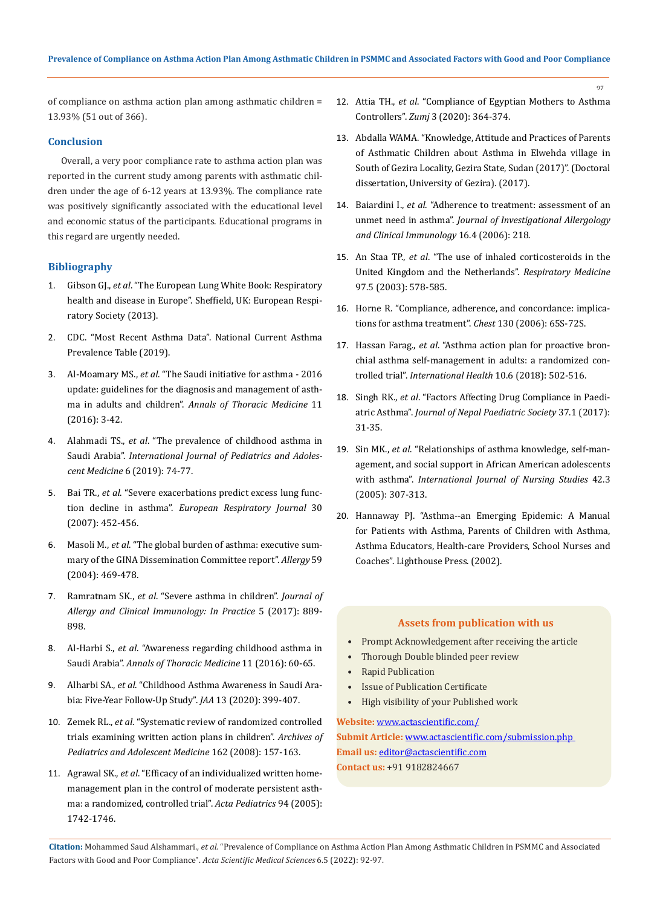of compliance on asthma action plan among asthmatic children = 13.93% (51 out of 366).

## Conclusion

Overall, a very poor compliance rate to asthma action plan was reported in the current study among parents with asthmatic children under the age of 6-12 years at 13.93%. The compliance rate was positively significantly associated with the educational level and economic status of the participants. Educational programs in this regard are urgently needed.

## Bibliography

1. Gibson GJ., *et al*. "The European Lung White Book: Respiratory health and disease in Europe". Sheffield, UK: European Respiratory Society (2013).
2. CDC. "Most Recent Asthma Data". National Current Asthma Prevalence Table (2019).
3. Al-Moamary MS., *et al*. "The Saudi initiative for asthma - 2016 update: guidelines for the diagnosis and management of asthma in adults and children". *Annals of Thoracic Medicine* 11 (2016): 3-42.
4. Alahmadi TS., *et al*. "The prevalence of childhood asthma in Saudi Arabia". *International Journal of Pediatrics and Adolescent Medicine* 6 (2019): 74-77.
5. Bai TR., *et al*. "Severe exacerbations predict excess lung function decline in asthma". *European Respiratory Journal* 30 (2007): 452-456.
6. Masoli M., *et al*. "The global burden of asthma: executive summary of the GINA Dissemination Committee report". *Allergy* 59 (2004): 469-478.
7. Ramratnam SK., *et al*. "Severe asthma in children". *Journal of Allergy and Clinical Immunology: In Practice* 5 (2017): 889-898.
8. Al-Harbi S., *et al*. "Awareness regarding childhood asthma in Saudi Arabia". *Annals of Thoracic Medicine* 11 (2016): 60-65.
9. Alharbi SA., *et al*. "Childhood Asthma Awareness in Saudi Arabia: Five-Year Follow-Up Study". *JAA* 13 (2020): 399-407.
10. Zemek RL., *et al*. "Systematic review of randomized controlled trials examining written action plans in children". *Archives of Pediatrics and Adolescent Medicine* 162 (2008): 157-163.
11. Agrawal SK., *et al*. "Efficacy of an individualized written home-management plan in the control of moderate persistent asthma: a randomized, controlled trial". *Acta Pediatrics* 94 (2005): 1742-1746.
12. Attia TH., *et al*. "Compliance of Egyptian Mothers to Asthma Controllers". *Zumj* 3 (2020): 364-374.
13. Abdalla WAMA. "Knowledge, Attitude and Practices of Parents of Asthmatic Children about Asthma in Elwehda village in South of Gezira Locality, Gezira State, Sudan (2017)". (Doctoral dissertation, University of Gezira). (2017).
14. Baiardini I., *et al*. "Adherence to treatment: assessment of an unmet need in asthma". *Journal of Investigational Allergology and Clinical Immunology* 16.4 (2006): 218.
15. An Staa TP., *et al*. "The use of inhaled corticosteroids in the United Kingdom and the Netherlands". *Respiratory Medicine* 97.5 (2003): 578-585.
16. Horne R. "Compliance, adherence, and concordance: implications for asthma treatment". *Chest* 130 (2006): 65S-72S.
17. Hassan Farag., *et al*. "Asthma action plan for proactive bronchial asthma self-management in adults: a randomized controlled trial". *International Health* 10.6 (2018): 502-516.
18. Singh RK., *et al*. "Factors Affecting Drug Compliance in Paediatric Asthma". *Journal of Nepal Paediatric Society* 37.1 (2017): 31-35.
19. Sin MK., *et al*. "Relationships of asthma knowledge, self-management, and social support in African American adolescents with asthma". *International Journal of Nursing Studies* 42.3 (2005): 307-313.
20. Hannaway PJ. "Asthma--an Emerging Epidemic: A Manual for Patients with Asthma, Parents of Children with Asthma, Asthma Educators, Health-care Providers, School Nurses and Coaches". Lighthouse Press. (2002).

**Assets from publication with us**

- Prompt Acknowledgement after receiving the article
- Thorough Double blinded peer review
- Rapid Publication
- Issue of Publication Certificate
- High visibility of your Published work

**Website:** www.actascientific.com/
**Submit Article:** www.actascientific.com/submission.php
**Email us:** editor@actascientific.com
**Contact us:** +91 9182824667

**Citation:** Mohammed Saud Alshammari., *et al*. "Prevalence of Compliance on Asthma Action Plan Among Asthmatic Children in PSMMC and Associated Factors with Good and Poor Compliance". *Acta Scientific Medical Sciences* 6.5 (2022): 92-97.